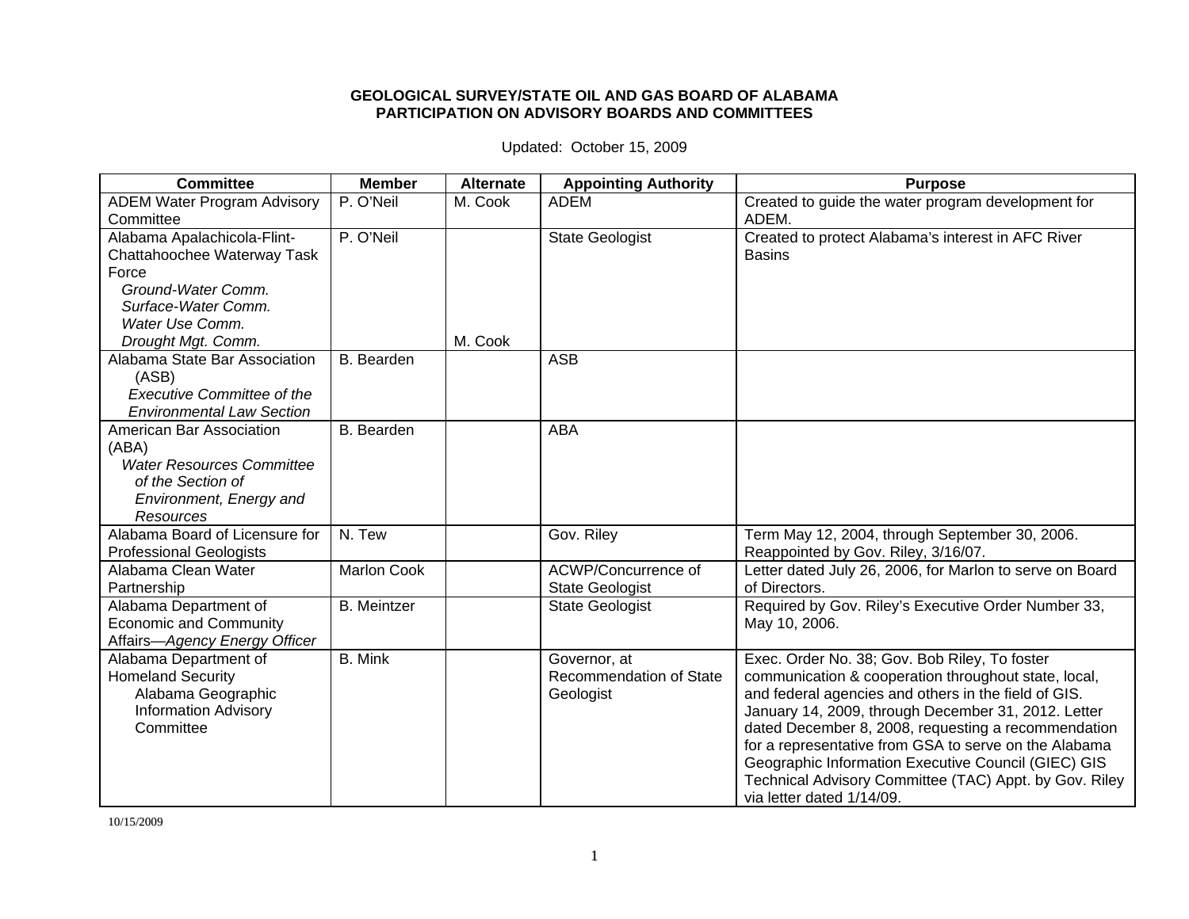**GEOLOGICAL SURVEY/STATE OIL AND GAS BOARD OF ALABAMA**
**PARTICIPATION ON ADVISORY BOARDS AND COMMITTEES**

Updated: October 15, 2009

| Committee | Member | Alternate | Appointing Authority | Purpose |
|---|---|---|---|---|
| ADEM Water Program Advisory Committee | P. O'Neil | M. Cook | ADEM | Created to guide the water program development for ADEM. |
| Alabama Apalachicola-Flint-Chattahoochee Waterway Task Force<br>*Ground-Water Comm.*<br>*Surface-Water Comm.*<br>*Water Use Comm.*<br>*Drought Mgt. Comm.* | P. O'Neil | M. Cook (Drought Mgt. Comm.) | State Geologist | Created to protect Alabama's interest in AFC River Basins |
| Alabama State Bar Association (ASB)<br>*Executive Committee of the Environmental Law Section* | B. Bearden | | ASB | |
| American Bar Association (ABA)<br>*Water Resources Committee of the Section of Environment, Energy and Resources* | B. Bearden | | ABA | |
| Alabama Board of Licensure for Professional Geologists | N. Tew | | Gov. Riley | Term May 12, 2004, through September 30, 2006. Reappointed by Gov. Riley, 3/16/07. |
| Alabama Clean Water Partnership | Marlon Cook | | ACWP/Concurrence of State Geologist | Letter dated July 26, 2006, for Marlon to serve on Board of Directors. |
| Alabama Department of Economic and Community Affairs—*Agency Energy Officer* | B. Meintzer | | State Geologist | Required by Gov. Riley's Executive Order Number 33, May 10, 2006. |
| Alabama Department of Homeland Security<br>Alabama Geographic Information Advisory Committee | B. Mink | | Governor, at Recommendation of State Geologist | Exec. Order No. 38; Gov. Bob Riley, To foster communication & cooperation throughout state, local, and federal agencies and others in the field of GIS. January 14, 2009, through December 31, 2012. Letter dated December 8, 2008, requesting a recommendation for a representative from GSA to serve on the Alabama Geographic Information Executive Council (GIEC) GIS Technical Advisory Committee (TAC) Appt. by Gov. Riley via letter dated 1/14/09. |

10/15/2009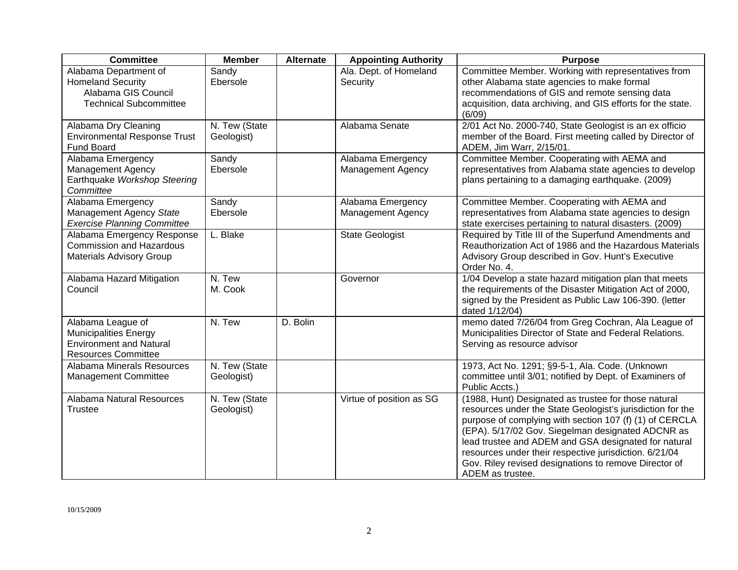| Committee | Member | Alternate | Appointing Authority | Purpose |
|---|---|---|---|---|
| Alabama Department of Homeland Security<br>Alabama GIS Council<br>Technical Subcommittee | Sandy Ebersole | | Ala. Dept. of Homeland Security | Committee Member. Working with representatives from other Alabama state agencies to make formal recommendations of GIS and remote sensing data acquisition, data archiving, and GIS efforts for the state. (6/09) |
| Alabama Dry Cleaning Environmental Response Trust Fund Board | N. Tew (State Geologist) | | Alabama Senate | 2/01 Act No. 2000-740, State Geologist is an ex officio member of the Board. First meeting called by Director of ADEM, Jim Warr, 2/15/01. |
| Alabama Emergency Management Agency Earthquake *Workshop Steering Committee* | Sandy Ebersole | | Alabama Emergency Management Agency | Committee Member. Cooperating with AEMA and representatives from Alabama state agencies to develop plans pertaining to a damaging earthquake. (2009) |
| Alabama Emergency Management Agency *State Exercise Planning Committee* | Sandy Ebersole | | Alabama Emergency Management Agency | Committee Member. Cooperating with AEMA and representatives from Alabama state agencies to design state exercises pertaining to natural disasters. (2009) |
| Alabama Emergency Response Commission and Hazardous Materials Advisory Group | L. Blake | | State Geologist | Required by Title III of the Superfund Amendments and Reauthorization Act of 1986 and the Hazardous Materials Advisory Group described in Gov. Hunt's Executive Order No. 4. |
| Alabama Hazard Mitigation Council | N. Tew<br>M. Cook | | Governor | 1/04 Develop a state hazard mitigation plan that meets the requirements of the Disaster Mitigation Act of 2000, signed by the President as Public Law 106-390. (letter dated 1/12/04) |
| Alabama League of Municipalities Energy Environment and Natural Resources Committee | N. Tew | D. Bolin | | memo dated 7/26/04 from Greg Cochran, Ala League of Municipalities Director of State and Federal Relations. Serving as resource advisor |
| Alabama Minerals Resources Management Committee | N. Tew (State Geologist) | | | 1973, Act No. 1291; §9-5-1, Ala. Code. (Unknown committee until 3/01; notified by Dept. of Examiners of Public Accts.) |
| Alabama Natural Resources Trustee | N. Tew (State Geologist) | | Virtue of position as SG | (1988, Hunt) Designated as trustee for those natural resources under the State Geologist's jurisdiction for the purpose of complying with section 107 (f) (1) of CERCLA (EPA). 5/17/02 Gov. Siegelman designated ADCNR as lead trustee and ADEM and GSA designated for natural resources under their respective jurisdiction. 6/21/04 Gov. Riley revised designations to remove Director of ADEM as trustee. |

10/15/2009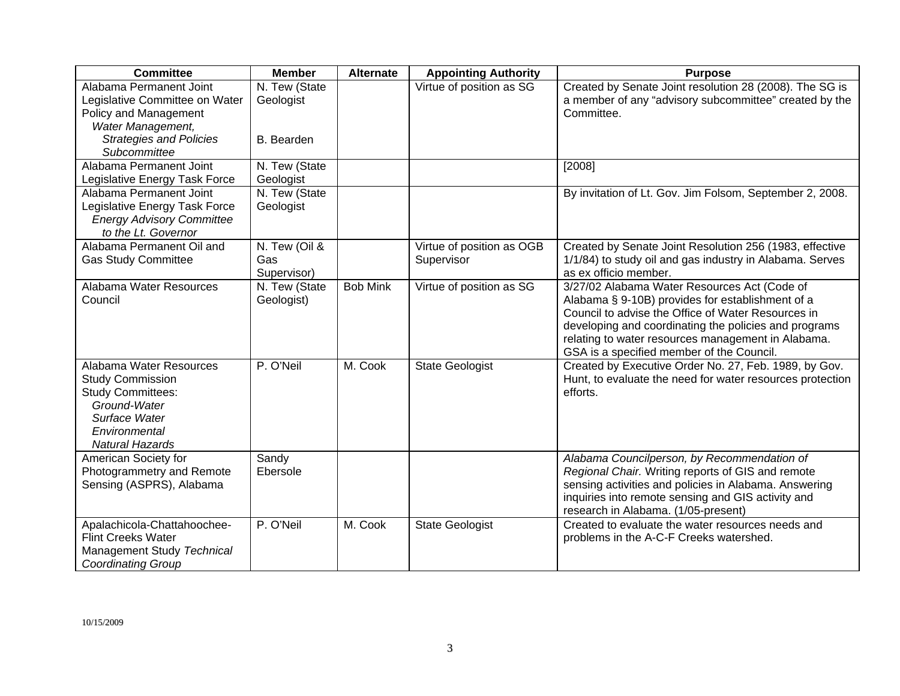| Committee | Member | Alternate | Appointing Authority | Purpose |
| --- | --- | --- | --- | --- |
| Alabama Permanent Joint Legislative Committee on Water Policy and Management<br>*Water Management, Strategies and Policies Subcommittee* | N. Tew (State Geologist<br><br>B. Bearden | | Virtue of position as SG | Created by Senate Joint resolution 28 (2008). The SG is a member of any "advisory subcommittee" created by the Committee. |
| Alabama Permanent Joint Legislative Energy Task Force | N. Tew (State Geologist | | | [2008] |
| Alabama Permanent Joint Legislative Energy Task Force<br>*Energy Advisory Committee to the Lt. Governor* | N. Tew (State Geologist | | | By invitation of Lt. Gov. Jim Folsom, September 2, 2008. |
| Alabama Permanent Oil and Gas Study Committee | N. Tew (Oil & Gas Supervisor) | | Virtue of position as OGB Supervisor | Created by Senate Joint Resolution 256 (1983, effective 1/1/84) to study oil and gas industry in Alabama. Serves as ex officio member. |
| Alabama Water Resources Council | N. Tew (State Geologist) | Bob Mink | Virtue of position as SG | 3/27/02 Alabama Water Resources Act (Code of Alabama § 9-10B) provides for establishment of a Council to advise the Office of Water Resources in developing and coordinating the policies and programs relating to water resources management in Alabama. GSA is a specified member of the Council. |
| Alabama Water Resources Study Commission<br>Study Committees:<br>*Ground-Water*<br>*Surface Water*<br>*Environmental*<br>*Natural Hazards* | P. O'Neil | M. Cook | State Geologist | Created by Executive Order No. 27, Feb. 1989, by Gov. Hunt, to evaluate the need for water resources protection efforts. |
| American Society for Photogrammetry and Remote Sensing (ASPRS), Alabama | Sandy Ebersole | | | *Alabama Councilperson, by Recommendation of Regional Chair.* Writing reports of GIS and remote sensing activities and policies in Alabama. Answering inquiries into remote sensing and GIS activity and research in Alabama. (1/05-present) |
| Apalachicola-Chattahoochee-Flint Creeks Water Management Study *Technical Coordinating Group* | P. O'Neil | M. Cook | State Geologist | Created to evaluate the water resources needs and problems in the A-C-F Creeks watershed. |

10/15/2009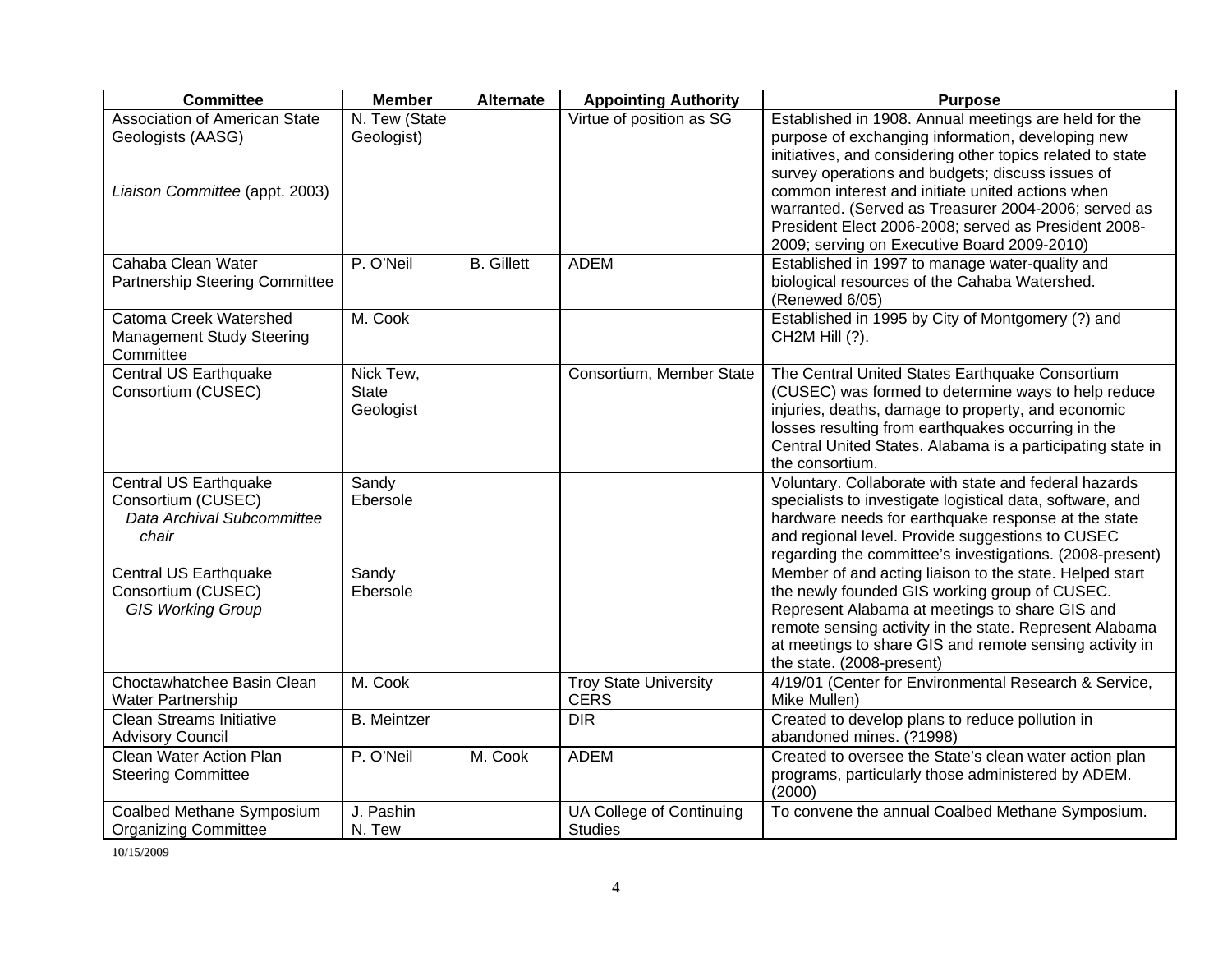| Committee | Member | Alternate | Appointing Authority | Purpose |
|---|---|---|---|---|
| Association of American State Geologists (AASG)<br><br>*Liaison Committee* (appt. 2003) | N. Tew (State Geologist) | | Virtue of position as SG | Established in 1908. Annual meetings are held for the purpose of exchanging information, developing new initiatives, and considering other topics related to state survey operations and budgets; discuss issues of common interest and initiate united actions when warranted. (Served as Treasurer 2004-2006; served as President Elect 2006-2008; served as President 2008-2009; serving on Executive Board 2009-2010) |
| Cahaba Clean Water Partnership Steering Committee | P. O'Neil | B. Gillett | ADEM | Established in 1997 to manage water-quality and biological resources of the Cahaba Watershed. (Renewed 6/05) |
| Catoma Creek Watershed Management Study Steering Committee | M. Cook | | | Established in 1995 by City of Montgomery (?) and CH2M Hill (?). |
| Central US Earthquake Consortium (CUSEC) | Nick Tew, State Geologist | | Consortium, Member State | The Central United States Earthquake Consortium (CUSEC) was formed to determine ways to help reduce injuries, deaths, damage to property, and economic losses resulting from earthquakes occurring in the Central United States. Alabama is a participating state in the consortium. |
| Central US Earthquake Consortium (CUSEC)<br>*Data Archival Subcommittee chair* | Sandy Ebersole | | | Voluntary. Collaborate with state and federal hazards specialists to investigate logistical data, software, and hardware needs for earthquake response at the state and regional level. Provide suggestions to CUSEC regarding the committee's investigations. (2008-present) |
| Central US Earthquake Consortium (CUSEC)<br>*GIS Working Group* | Sandy Ebersole | | | Member of and acting liaison to the state. Helped start the newly founded GIS working group of CUSEC. Represent Alabama at meetings to share GIS and remote sensing activity in the state. Represent Alabama at meetings to share GIS and remote sensing activity in the state. (2008-present) |
| Choctawhatchee Basin Clean Water Partnership | M. Cook | | Troy State University CERS | 4/19/01 (Center for Environmental Research & Service, Mike Mullen) |
| Clean Streams Initiative Advisory Council | B. Meintzer | | DIR | Created to develop plans to reduce pollution in abandoned mines. (?1998) |
| Clean Water Action Plan Steering Committee | P. O'Neil | M. Cook | ADEM | Created to oversee the State's clean water action plan programs, particularly those administered by ADEM. (2000) |
| Coalbed Methane Symposium Organizing Committee | J. Pashin<br>N. Tew | | UA College of Continuing Studies | To convene the annual Coalbed Methane Symposium. |

10/15/2009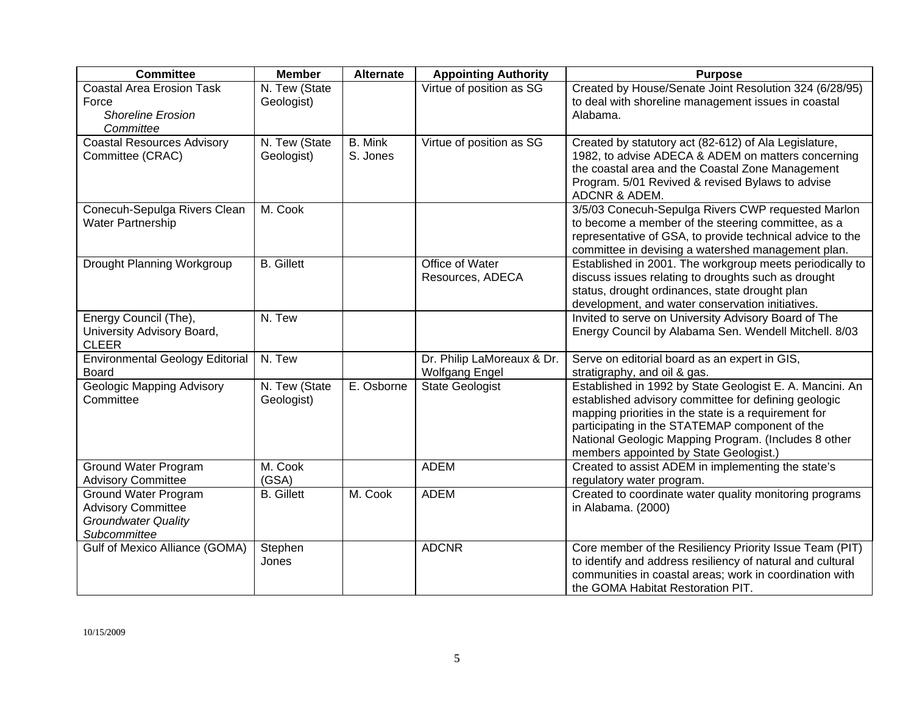| Committee | Member | Alternate | Appointing Authority | Purpose |
|---|---|---|---|---|
| Coastal Area Erosion Task Force *Shoreline Erosion Committee* | N. Tew (State Geologist) | | Virtue of position as SG | Created by House/Senate Joint Resolution 324 (6/28/95) to deal with shoreline management issues in coastal Alabama. |
| Coastal Resources Advisory Committee (CRAC) | N. Tew (State Geologist) | B. Mink S. Jones | Virtue of position as SG | Created by statutory act (82-612) of Ala Legislature, 1982, to advise ADECA & ADEM on matters concerning the coastal area and the Coastal Zone Management Program. 5/01 Revived & revised Bylaws to advise ADCNR & ADEM. |
| Conecuh-Sepulga Rivers Clean Water Partnership | M. Cook | | | 3/5/03 Conecuh-Sepulga Rivers CWP requested Marlon to become a member of the steering committee, as a representative of GSA, to provide technical advice to the committee in devising a watershed management plan. |
| Drought Planning Workgroup | B. Gillett | | Office of Water Resources, ADECA | Established in 2001. The workgroup meets periodically to discuss issues relating to droughts such as drought status, drought ordinances, state drought plan development, and water conservation initiatives. |
| Energy Council (The), University Advisory Board, CLEER | N. Tew | | | Invited to serve on University Advisory Board of The Energy Council by Alabama Sen. Wendell Mitchell. 8/03 |
| Environmental Geology Editorial Board | N. Tew | | Dr. Philip LaMoreaux & Dr. Wolfgang Engel | Serve on editorial board as an expert in GIS, stratigraphy, and oil & gas. |
| Geologic Mapping Advisory Committee | N. Tew (State Geologist) | E. Osborne | State Geologist | Established in 1992 by State Geologist E. A. Mancini. An established advisory committee for defining geologic mapping priorities in the state is a requirement for participating in the STATEMAP component of the National Geologic Mapping Program. (Includes 8 other members appointed by State Geologist.) |
| Ground Water Program Advisory Committee | M. Cook (GSA) | | ADEM | Created to assist ADEM in implementing the state's regulatory water program. |
| Ground Water Program Advisory Committee *Groundwater Quality Subcommittee* | B. Gillett | M. Cook | ADEM | Created to coordinate water quality monitoring programs in Alabama. (2000) |
| Gulf of Mexico Alliance (GOMA) | Stephen Jones | | ADCNR | Core member of the Resiliency Priority Issue Team (PIT) to identify and address resiliency of natural and cultural communities in coastal areas; work in coordination with the GOMA Habitat Restoration PIT. |

10/15/2009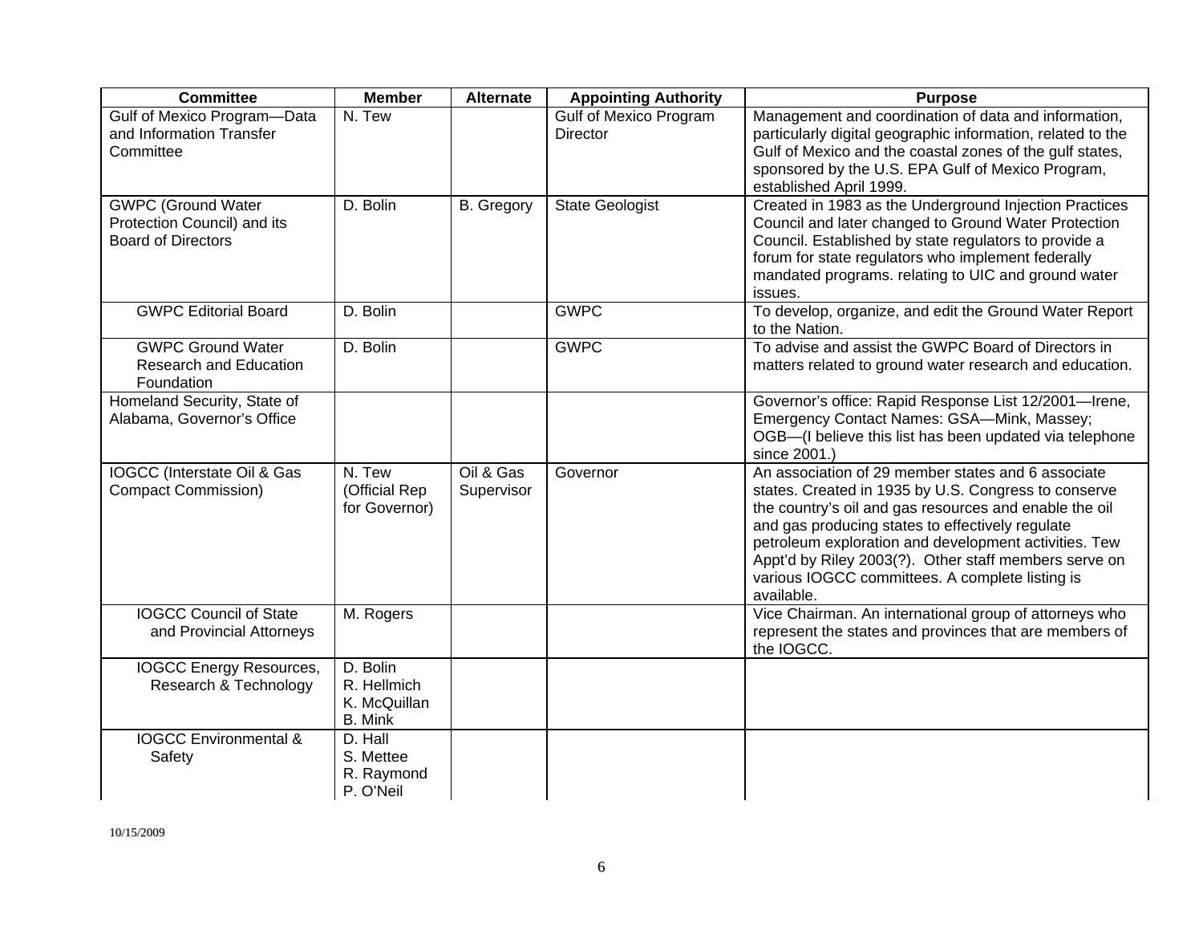| Committee | Member | Alternate | Appointing Authority | Purpose |
|---|---|---|---|---|
| Gulf of Mexico Program—Data and Information Transfer Committee | N. Tew | | Gulf of Mexico Program Director | Management and coordination of data and information, particularly digital geographic information, related to the Gulf of Mexico and the coastal zones of the gulf states, sponsored by the U.S. EPA Gulf of Mexico Program, established April 1999. |
| GWPC (Ground Water Protection Council) and its Board of Directors | D. Bolin | B. Gregory | State Geologist | Created in 1983 as the Underground Injection Practices Council and later changed to Ground Water Protection Council. Established by state regulators to provide a forum for state regulators who implement federally mandated programs. relating to UIC and ground water issues. |
| GWPC Editorial Board | D. Bolin | | GWPC | To develop, organize, and edit the Ground Water Report to the Nation. |
| GWPC Ground Water Research and Education Foundation | D. Bolin | | GWPC | To advise and assist the GWPC Board of Directors in matters related to ground water research and education. |
| Homeland Security, State of Alabama, Governor's Office | | | | Governor's office: Rapid Response List 12/2001—Irene, Emergency Contact Names: GSA—Mink, Massey; OGB—(I believe this list has been updated via telephone since 2001.) |
| IOGCC (Interstate Oil & Gas Compact Commission) | N. Tew (Official Rep for Governor) | Oil & Gas Supervisor | Governor | An association of 29 member states and 6 associate states. Created in 1935 by U.S. Congress to conserve the country's oil and gas resources and enable the oil and gas producing states to effectively regulate petroleum exploration and development activities. Tew Appt'd by Riley 2003(?). Other staff members serve on various IOGCC committees. A complete listing is available. |
| IOGCC Council of State and Provincial Attorneys | M. Rogers | | | Vice Chairman. An international group of attorneys who represent the states and provinces that are members of the IOGCC. |
| IOGCC Energy Resources, Research & Technology | D. Bolin<br>R. Hellmich<br>K. McQuillan<br>B. Mink | | | |
| IOGCC Environmental & Safety | D. Hall<br>S. Mettee<br>R. Raymond<br>P. O'Neil | | | |

10/15/2009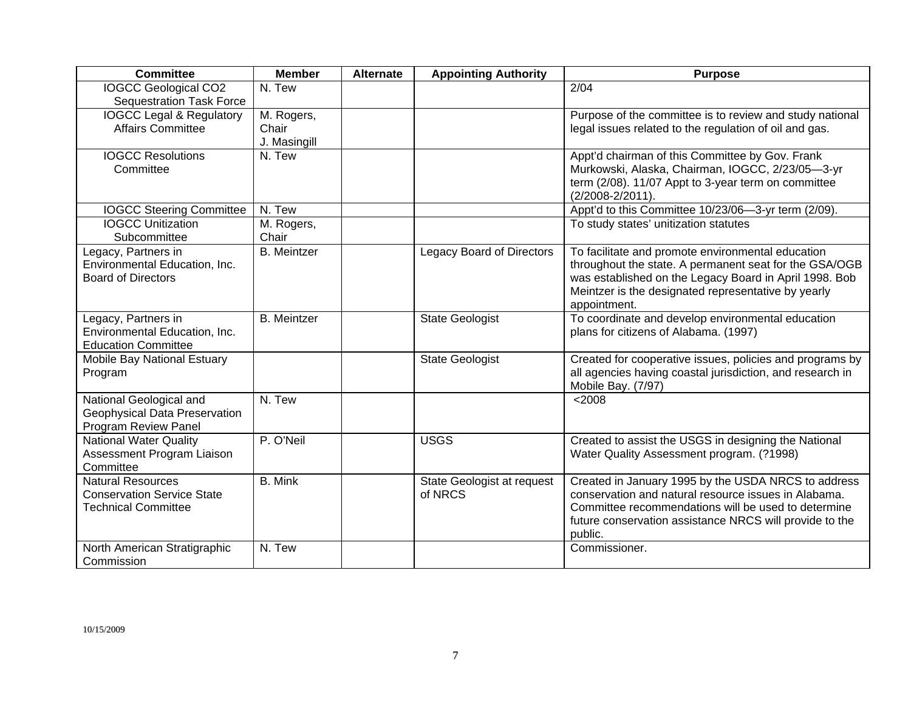| Committee | Member | Alternate | Appointing Authority | Purpose |
|---|---|---|---|---|
| IOGCC Geological $CO_2$ Sequestration Task Force | N. Tew | | | 2/04 |
| IOGCC Legal & Regulatory Affairs Committee | M. Rogers, Chair J. Masingill | | | Purpose of the committee is to review and study national legal issues related to the regulation of oil and gas. |
| IOGCC Resolutions Committee | N. Tew | | | Appt'd chairman of this Committee by Gov. Frank Murkowski, Alaska, Chairman, IOGCC, 2/23/05—3-yr term (2/08). 11/07 Appt to 3-year term on committee (2/2008-2/2011). |
| IOGCC Steering Committee | N. Tew | | | Appt'd to this Committee 10/23/06—3-yr term (2/09). |
| IOGCC Unitization Subcommittee | M. Rogers, Chair | | | To study states' unitization statutes |
| Legacy, Partners in Environmental Education, Inc. Board of Directors | B. Meintzer | | Legacy Board of Directors | To facilitate and promote environmental education throughout the state. A permanent seat for the GSA/OGB was established on the Legacy Board in April 1998. Bob Meintzer is the designated representative by yearly appointment. |
| Legacy, Partners in Environmental Education, Inc. Education Committee | B. Meintzer | | State Geologist | To coordinate and develop environmental education plans for citizens of Alabama. (1997) |
| Mobile Bay National Estuary Program | | | State Geologist | Created for cooperative issues, policies and programs by all agencies having coastal jurisdiction, and research in Mobile Bay. (7/97) |
| National Geological and Geophysical Data Preservation Program Review Panel | N. Tew | | | <2008 |
| National Water Quality Assessment Program Liaison Committee | P. O'Neil | | USGS | Created to assist the USGS in designing the National Water Quality Assessment program. (?1998) |
| Natural Resources Conservation Service State Technical Committee | B. Mink | | State Geologist at request of NRCS | Created in January 1995 by the USDA NRCS to address conservation and natural resource issues in Alabama. Committee recommendations will be used to determine future conservation assistance NRCS will provide to the public. |
| North American Stratigraphic Commission | N. Tew | | | Commissioner. |

10/15/2009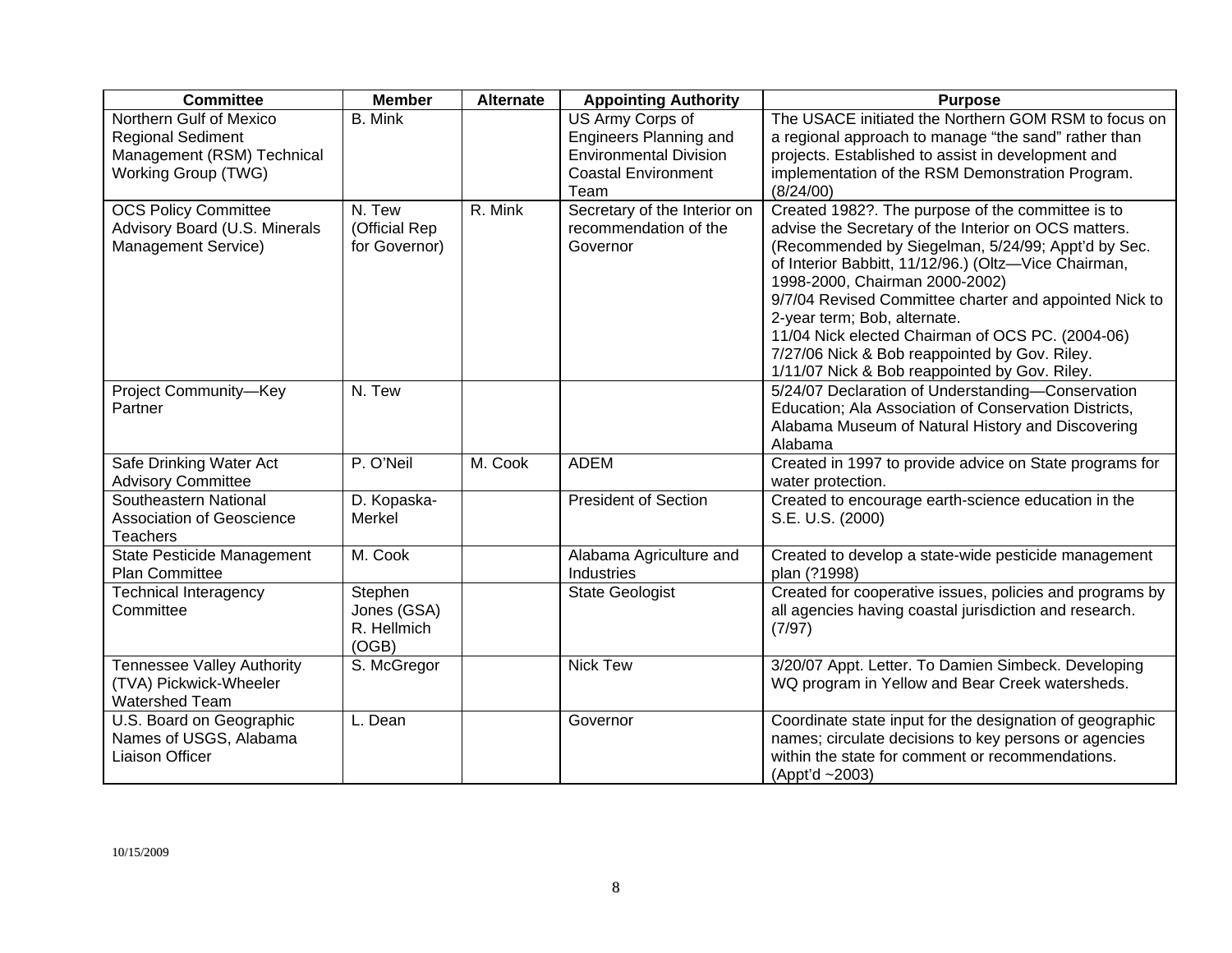| Committee | Member | Alternate | Appointing Authority | Purpose |
|---|---|---|---|---|
| Northern Gulf of Mexico Regional Sediment Management (RSM) Technical Working Group (TWG) | B. Mink | | US Army Corps of Engineers Planning and Environmental Division Coastal Environment Team | The USACE initiated the Northern GOM RSM to focus on a regional approach to manage "the sand" rather than projects. Established to assist in development and implementation of the RSM Demonstration Program. (8/24/00) |
| OCS Policy Committee Advisory Board (U.S. Minerals Management Service) | N. Tew (Official Rep for Governor) | R. Mink | Secretary of the Interior on recommendation of the Governor | Created 1982?. The purpose of the committee is to advise the Secretary of the Interior on OCS matters. (Recommended by Siegelman, 5/24/99; Appt'd by Sec. of Interior Babbitt, 11/12/96.) (Oltz—Vice Chairman, 1998-2000, Chairman 2000-2002)<br>9/7/04 Revised Committee charter and appointed Nick to 2-year term; Bob, alternate.<br>11/04 Nick elected Chairman of OCS PC. (2004-06)<br>7/27/06 Nick & Bob reappointed by Gov. Riley.<br>1/11/07 Nick & Bob reappointed by Gov. Riley. |
| Project Community—Key Partner | N. Tew | | | 5/24/07 Declaration of Understanding—Conservation Education; Ala Association of Conservation Districts, Alabama Museum of Natural History and Discovering Alabama |
| Safe Drinking Water Act Advisory Committee | P. O'Neil | M. Cook | ADEM | Created in 1997 to provide advice on State programs for water protection. |
| Southeastern National Association of Geoscience Teachers | D. Kopaska-Merkel | | President of Section | Created to encourage earth-science education in the S.E. U.S. (2000) |
| State Pesticide Management Plan Committee | M. Cook | | Alabama Agriculture and Industries | Created to develop a state-wide pesticide management plan (?1998) |
| Technical Interagency Committee | Stephen Jones (GSA)<br>R. Hellmich (OGB) | | State Geologist | Created for cooperative issues, policies and programs by all agencies having coastal jurisdiction and research. (7/97) |
| Tennessee Valley Authority (TVA) Pickwick-Wheeler Watershed Team | S. McGregor | | Nick Tew | 3/20/07 Appt. Letter. To Damien Simbeck. Developing WQ program in Yellow and Bear Creek watersheds. |
| U.S. Board on Geographic Names of USGS, Alabama Liaison Officer | L. Dean | | Governor | Coordinate state input for the designation of geographic names; circulate decisions to key persons or agencies within the state for comment or recommendations. (Appt'd ~2003) |

10/15/2009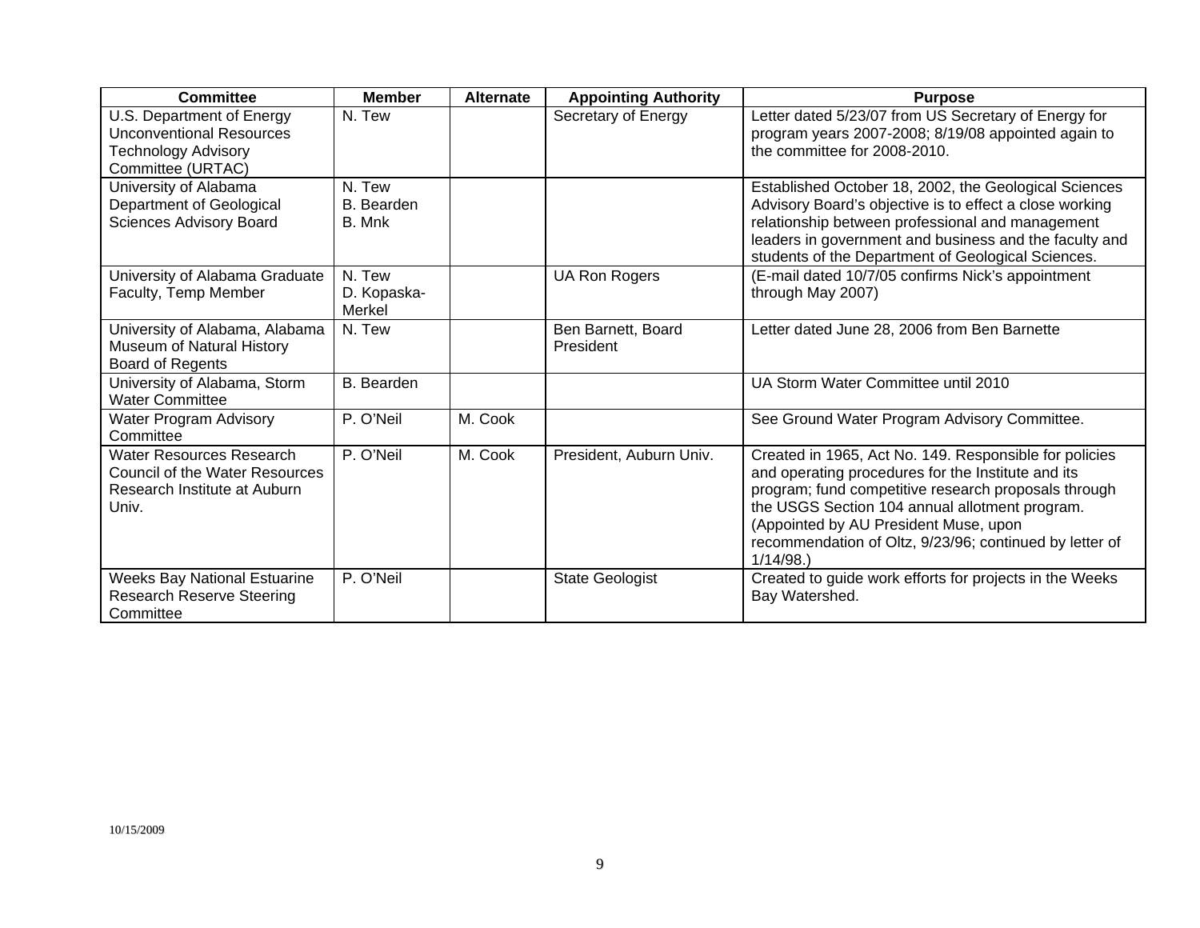| Committee | Member | Alternate | Appointing Authority | Purpose |
|---|---|---|---|---|
| U.S. Department of Energy Unconventional Resources Technology Advisory Committee (URTAC) | N. Tew | | Secretary of Energy | Letter dated 5/23/07 from US Secretary of Energy for program years 2007-2008; 8/19/08 appointed again to the committee for 2008-2010. |
| University of Alabama Department of Geological Sciences Advisory Board | N. Tew<br>B. Bearden<br>B. Mnk | | | Established October 18, 2002, the Geological Sciences Advisory Board's objective is to effect a close working relationship between professional and management leaders in government and business and the faculty and students of the Department of Geological Sciences. |
| University of Alabama Graduate Faculty, Temp Member | N. Tew<br>D. Kopaska-Merkel | | UA Ron Rogers | (E-mail dated 10/7/05 confirms Nick's appointment through May 2007) |
| University of Alabama, Alabama Museum of Natural History Board of Regents | N. Tew | | Ben Barnett, Board President | Letter dated June 28, 2006 from Ben Barnette |
| University of Alabama, Storm Water Committee | B. Bearden | | | UA Storm Water Committee until 2010 |
| Water Program Advisory Committee | P. O'Neil | M. Cook | | See Ground Water Program Advisory Committee. |
| Water Resources Research Council of the Water Resources Research Institute at Auburn Univ. | P. O'Neil | M. Cook | President, Auburn Univ. | Created in 1965, Act No. 149. Responsible for policies and operating procedures for the Institute and its program; fund competitive research proposals through the USGS Section 104 annual allotment program. (Appointed by AU President Muse, upon recommendation of Oltz, 9/23/96; continued by letter of 1/14/98.) |
| Weeks Bay National Estuarine Research Reserve Steering Committee | P. O'Neil | | State Geologist | Created to guide work efforts for projects in the Weeks Bay Watershed. |

10/15/2009